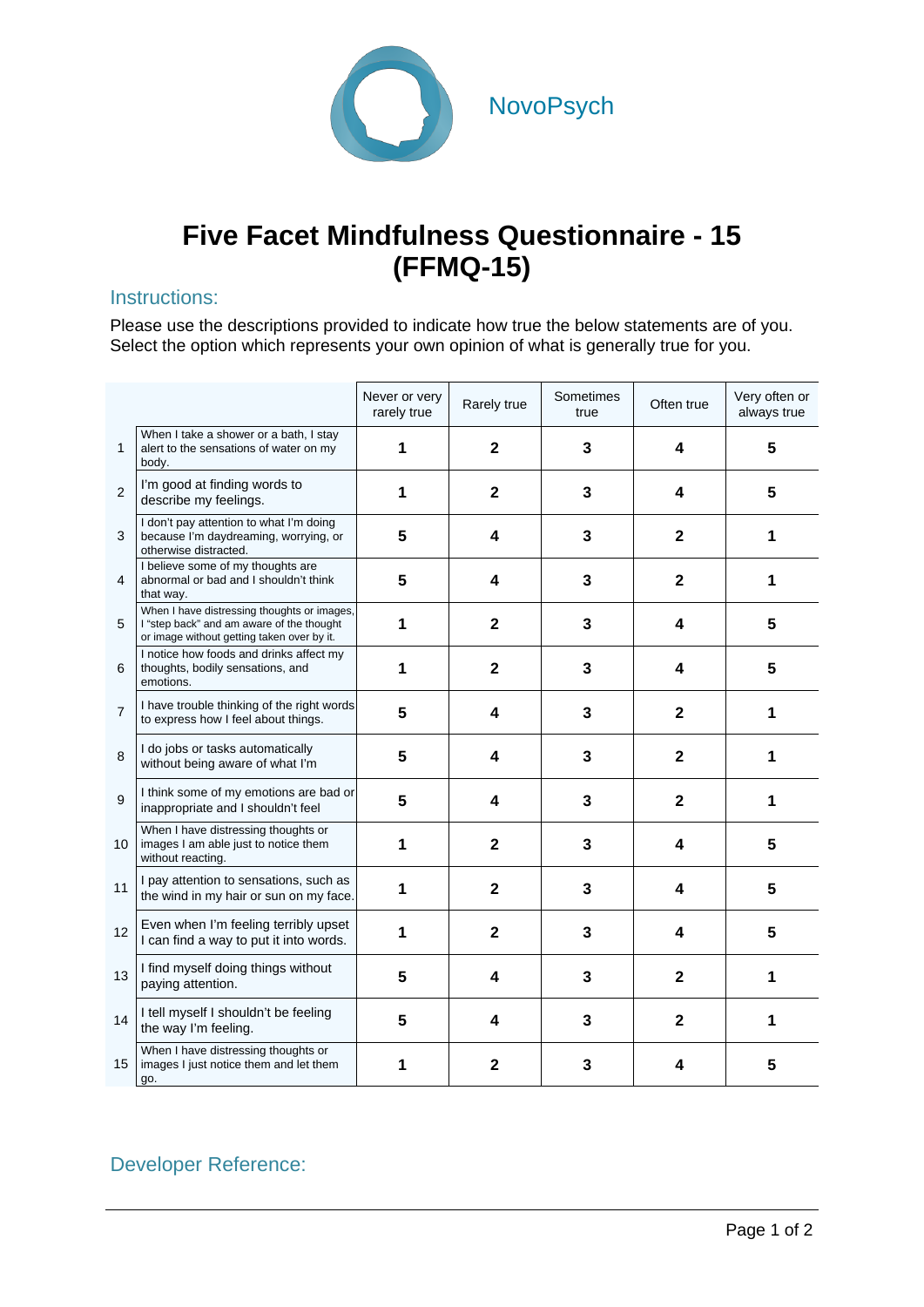NovoPsych

# Five Facet Mindfulness Questionnaire - 15 (FFMQ-15)

## Instructions:

Please use the descriptions provided to indicate how true the below statements are of you. Select the option which represents your own opinion of what is generally true for you.

| | | Never or very rarely true | Rarely true | Sometimes true | Often true | Very often or always true |
|---|---|---|---|---|---|---|
| 1 | When I take a shower or a bath, I stay alert to the sensations of water on my body. | **1** | **2** | **3** | **4** | **5** |
| 2 | I'm good at finding words to describe my feelings. | **1** | **2** | **3** | **4** | **5** |
| 3 | I don't pay attention to what I'm doing because I'm daydreaming, worrying, or otherwise distracted. | **5** | **4** | **3** | **2** | **1** |
| 4 | I believe some of my thoughts are abnormal or bad and I shouldn't think that way. | **5** | **4** | **3** | **2** | **1** |
| 5 | When I have distressing thoughts or images, I "step back" and am aware of the thought or image without getting taken over by it. | **1** | **2** | **3** | **4** | **5** |
| 6 | I notice how foods and drinks affect my thoughts, bodily sensations, and emotions. | **1** | **2** | **3** | **4** | **5** |
| 7 | I have trouble thinking of the right words to express how I feel about things. | **5** | **4** | **3** | **2** | **1** |
| 8 | I do jobs or tasks automatically without being aware of what I'm | **5** | **4** | **3** | **2** | **1** |
| 9 | I think some of my emotions are bad or inappropriate and I shouldn't feel | **5** | **4** | **3** | **2** | **1** |
| 10 | When I have distressing thoughts or images I am able just to notice them without reacting. | **1** | **2** | **3** | **4** | **5** |
| 11 | I pay attention to sensations, such as the wind in my hair or sun on my face. | **1** | **2** | **3** | **4** | **5** |
| 12 | Even when I'm feeling terribly upset I can find a way to put it into words. | **1** | **2** | **3** | **4** | **5** |
| 13 | I find myself doing things without paying attention. | **5** | **4** | **3** | **2** | **1** |
| 14 | I tell myself I shouldn't be feeling the way I'm feeling. | **5** | **4** | **3** | **2** | **1** |
| 15 | When I have distressing thoughts or images I just notice them and let them go. | **1** | **2** | **3** | **4** | **5** |

## Developer Reference: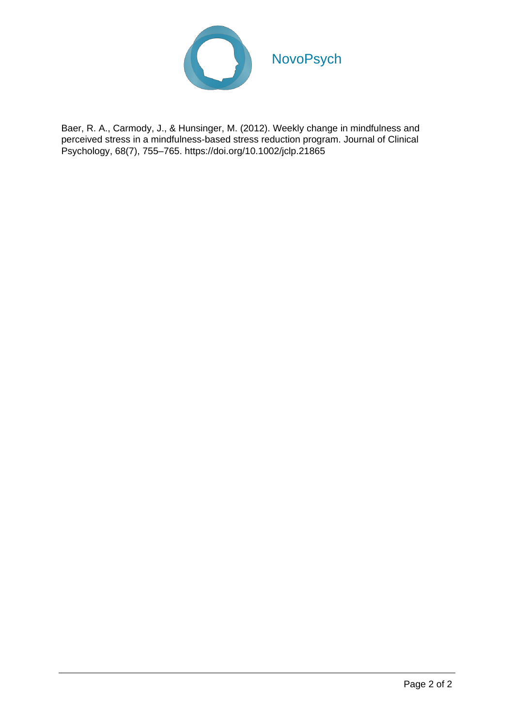Baer, R. A., Carmody, J., & Hunsinger, M. (2012). Weekly change in mindfulness and perceived stress in a mindfulness-based stress reduction program. Journal of Clinical Psychology, 68(7), 755–765. https://doi.org/10.1002/jclp.21865